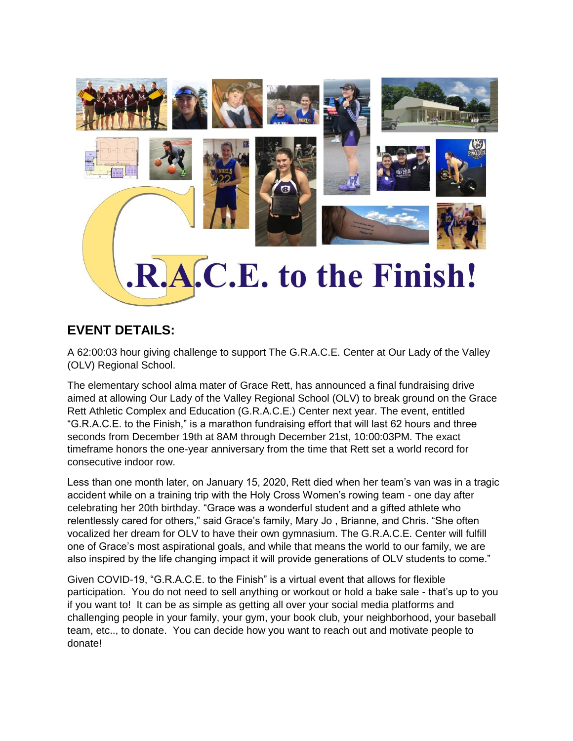# G.R.A.C.E. to the Finish!

## EVENT DETAILS:

A 62:00:03 hour giving challenge to support The G.R.A.C.E. Center at Our Lady of the Valley (OLV) Regional School.

The elementary school alma mater of Grace Rett, has announced a final fundraising drive aimed at allowing Our Lady of the Valley Regional School (OLV) to break ground on the Grace Rett Athletic Complex and Education (G.R.A.C.E.) Center next year. The event, entitled "G.R.A.C.E. to the Finish," is a marathon fundraising effort that will last 62 hours and three seconds from December 19th at 8AM through December 21st, 10:00:03PM. The exact timeframe honors the one-year anniversary from the time that Rett set a world record for consecutive indoor row.

Less than one month later, on January 15, 2020, Rett died when her team's van was in a tragic accident while on a training trip with the Holy Cross Women's rowing team - one day after celebrating her 20th birthday. "Grace was a wonderful student and a gifted athlete who relentlessly cared for others," said Grace's family, Mary Jo , Brianne, and Chris. "She often vocalized her dream for OLV to have their own gymnasium. The G.R.A.C.E. Center will fulfill one of Grace's most aspirational goals, and while that means the world to our family, we are also inspired by the life changing impact it will provide generations of OLV students to come."

Given COVID-19, "G.R.A.C.E. to the Finish" is a virtual event that allows for flexible participation. You do not need to sell anything or workout or hold a bake sale - that's up to you if you want to! It can be as simple as getting all over your social media platforms and challenging people in your family, your gym, your book club, your neighborhood, your baseball team, etc.., to donate. You can decide how you want to reach out and motivate people to donate!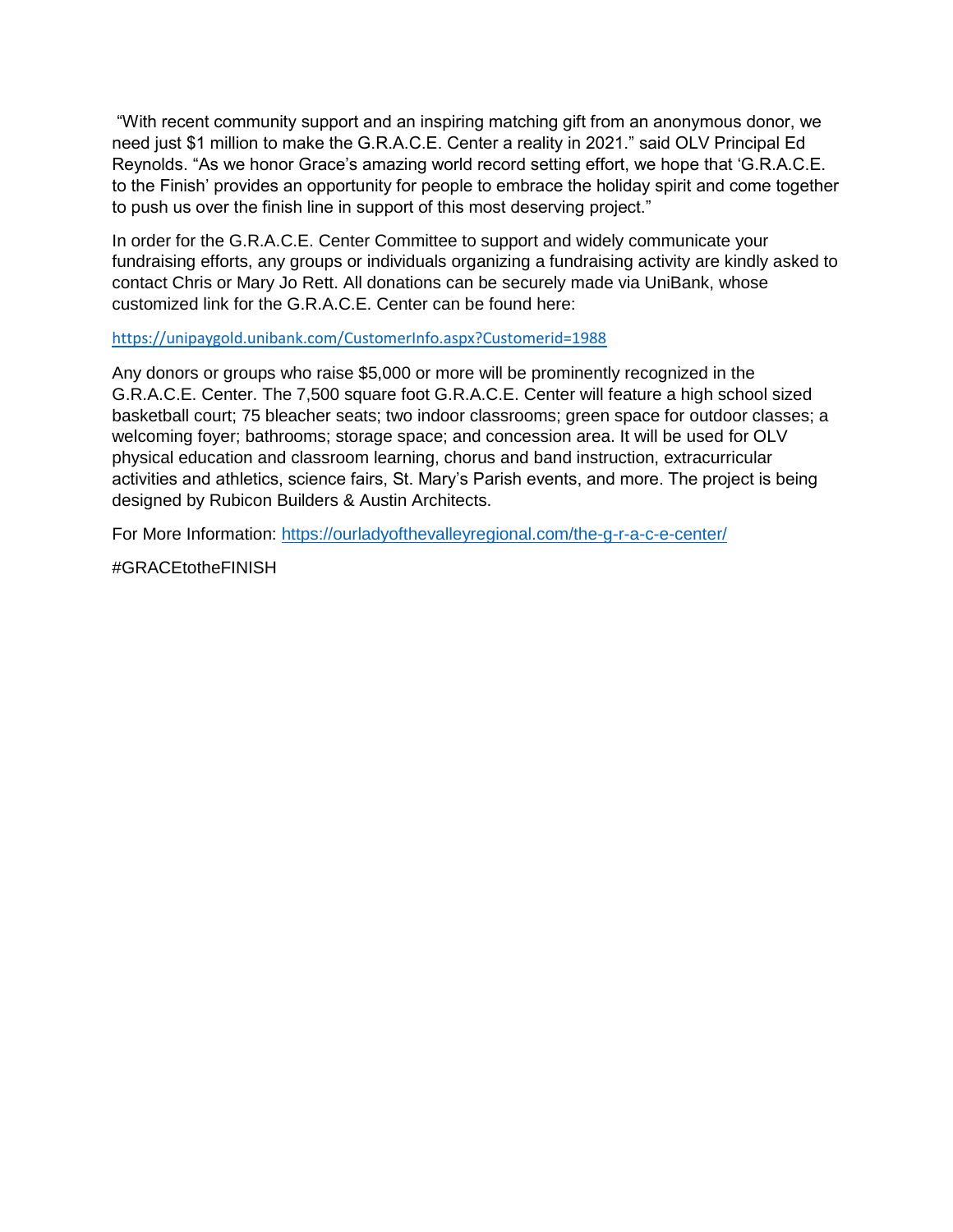"With recent community support and an inspiring matching gift from an anonymous donor, we need just $1 million to make the G.R.A.C.E. Center a reality in 2021." said OLV Principal Ed Reynolds. "As we honor Grace's amazing world record setting effort, we hope that 'G.R.A.C.E. to the Finish' provides an opportunity for people to embrace the holiday spirit and come together to push us over the finish line in support of this most deserving project."

In order for the G.R.A.C.E. Center Committee to support and widely communicate your fundraising efforts, any groups or individuals organizing a fundraising activity are kindly asked to contact Chris or Mary Jo Rett. All donations can be securely made via UniBank, whose customized link for the G.R.A.C.E. Center can be found here:

https://unipaygold.unibank.com/CustomerInfo.aspx?Customerid=1988

Any donors or groups who raise $5,000 or more will be prominently recognized in the G.R.A.C.E. Center. The 7,500 square foot G.R.A.C.E. Center will feature a high school sized basketball court; 75 bleacher seats; two indoor classrooms; green space for outdoor classes; a welcoming foyer; bathrooms; storage space; and concession area. It will be used for OLV physical education and classroom learning, chorus and band instruction, extracurricular activities and athletics, science fairs, St. Mary's Parish events, and more. The project is being designed by Rubicon Builders & Austin Architects.

For More Information: https://ourladyofthevalleyregional.com/the-g-r-a-c-e-center/

#GRACEtotheFINISH